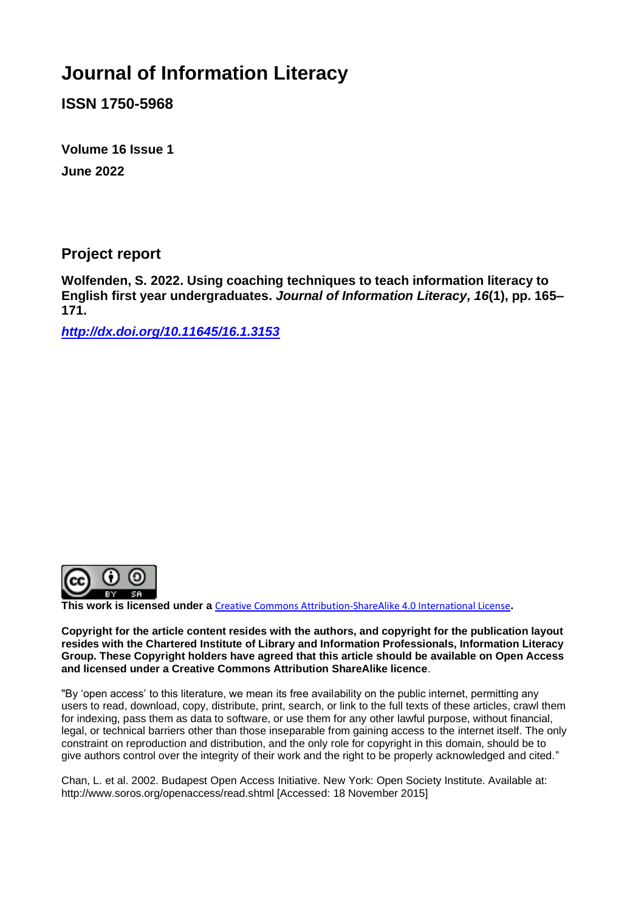# Journal of Information Literacy

**ISSN 1750-5968**

**Volume 16 Issue 1**

**June 2022**

## Project report

**Wolfenden, S. 2022. Using coaching techniques to teach information literacy to English first year undergraduates. *Journal of Information Literacy, 16*(1), pp. 165–171.**

***http://dx.doi.org/10.11645/16.1.3153***

**This work is licensed under a** Creative Commons Attribution-ShareAlike 4.0 International License**.**

**Copyright for the article content resides with the authors, and copyright for the publication layout resides with the Chartered Institute of Library and Information Professionals, Information Literacy Group. These Copyright holders have agreed that this article should be available on Open Access and licensed under a Creative Commons Attribution ShareAlike licence**.

"By 'open access' to this literature, we mean its free availability on the public internet, permitting any users to read, download, copy, distribute, print, search, or link to the full texts of these articles, crawl them for indexing, pass them as data to software, or use them for any other lawful purpose, without financial, legal, or technical barriers other than those inseparable from gaining access to the internet itself. The only constraint on reproduction and distribution, and the only role for copyright in this domain, should be to give authors control over the integrity of their work and the right to be properly acknowledged and cited."

Chan, L. et al. 2002. Budapest Open Access Initiative. New York: Open Society Institute. Available at: http://www.soros.org/openaccess/read.shtml [Accessed: 18 November 2015]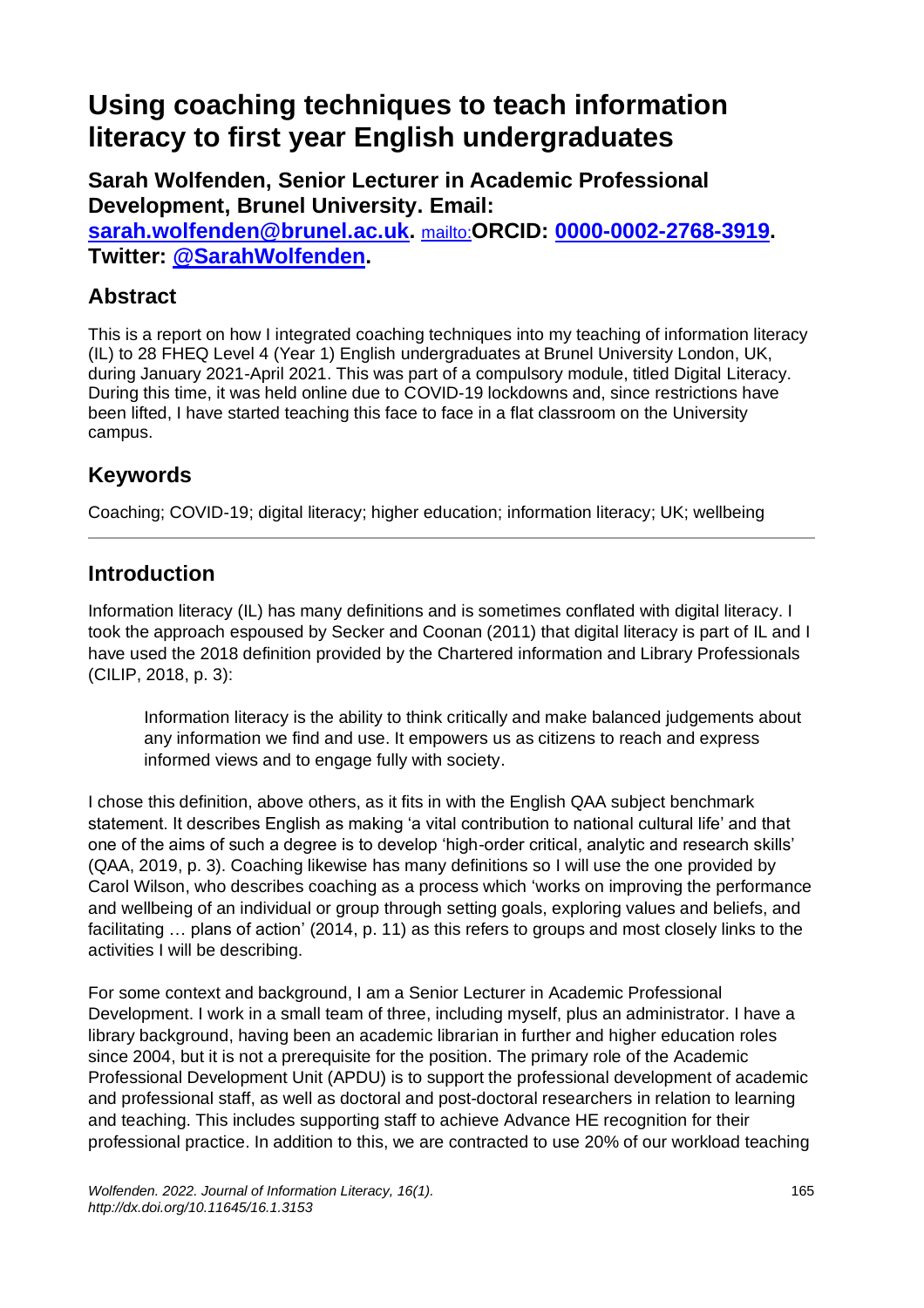# Using coaching techniques to teach information literacy to first year English undergraduates

**Sarah Wolfenden, Senior Lecturer in Academic Professional Development, Brunel University. Email: [sarah.wolfenden@brunel.ac.uk](mailto:sarah.wolfenden@brunel.ac.uk).** mailto:**ORCID: [0000-0002-2768-3919](https://orcid.org/0000-0002-2768-3919). Twitter: [@SarahWolfenden](https://twitter.com/SarahWolfenden).**

## Abstract

This is a report on how I integrated coaching techniques into my teaching of information literacy (IL) to 28 FHEQ Level 4 (Year 1) English undergraduates at Brunel University London, UK, during January 2021-April 2021. This was part of a compulsory module, titled Digital Literacy. During this time, it was held online due to COVID-19 lockdowns and, since restrictions have been lifted, I have started teaching this face to face in a flat classroom on the University campus.

## Keywords

Coaching; COVID-19; digital literacy; higher education; information literacy; UK; wellbeing

---

## Introduction

Information literacy (IL) has many definitions and is sometimes conflated with digital literacy. I took the approach espoused by Secker and Coonan (2011) that digital literacy is part of IL and I have used the 2018 definition provided by the Chartered information and Library Professionals (CILIP, 2018, p. 3):

> Information literacy is the ability to think critically and make balanced judgements about any information we find and use. It empowers us as citizens to reach and express informed views and to engage fully with society.

I chose this definition, above others, as it fits in with the English QAA subject benchmark statement. It describes English as making 'a vital contribution to national cultural life' and that one of the aims of such a degree is to develop 'high-order critical, analytic and research skills' (QAA, 2019, p. 3). Coaching likewise has many definitions so I will use the one provided by Carol Wilson, who describes coaching as a process which 'works on improving the performance and wellbeing of an individual or group through setting goals, exploring values and beliefs, and facilitating … plans of action' (2014, p. 11) as this refers to groups and most closely links to the activities I will be describing.

For some context and background, I am a Senior Lecturer in Academic Professional Development. I work in a small team of three, including myself, plus an administrator. I have a library background, having been an academic librarian in further and higher education roles since 2004, but it is not a prerequisite for the position. The primary role of the Academic Professional Development Unit (APDU) is to support the professional development of academic and professional staff, as well as doctoral and post-doctoral researchers in relation to learning and teaching. This includes supporting staff to achieve Advance HE recognition for their professional practice. In addition to this, we are contracted to use 20% of our workload teaching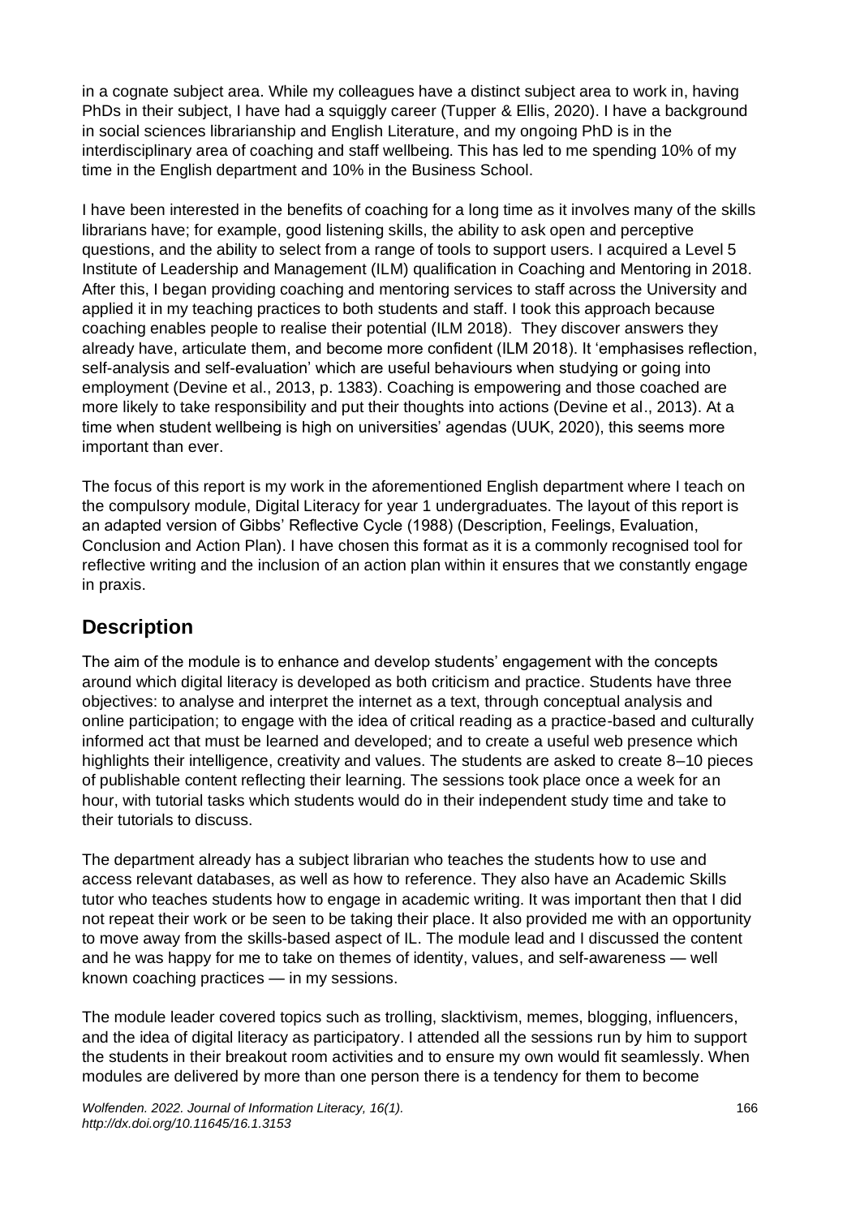in a cognate subject area. While my colleagues have a distinct subject area to work in, having PhDs in their subject, I have had a squiggly career (Tupper & Ellis, 2020). I have a background in social sciences librarianship and English Literature, and my ongoing PhD is in the interdisciplinary area of coaching and staff wellbeing. This has led to me spending 10% of my time in the English department and 10% in the Business School.

I have been interested in the benefits of coaching for a long time as it involves many of the skills librarians have; for example, good listening skills, the ability to ask open and perceptive questions, and the ability to select from a range of tools to support users. I acquired a Level 5 Institute of Leadership and Management (ILM) qualification in Coaching and Mentoring in 2018. After this, I began providing coaching and mentoring services to staff across the University and applied it in my teaching practices to both students and staff. I took this approach because coaching enables people to realise their potential (ILM 2018). They discover answers they already have, articulate them, and become more confident (ILM 2018). It 'emphasises reflection, self-analysis and self-evaluation' which are useful behaviours when studying or going into employment (Devine et al., 2013, p. 1383). Coaching is empowering and those coached are more likely to take responsibility and put their thoughts into actions (Devine et al., 2013). At a time when student wellbeing is high on universities' agendas (UUK, 2020), this seems more important than ever.

The focus of this report is my work in the aforementioned English department where I teach on the compulsory module, Digital Literacy for year 1 undergraduates. The layout of this report is an adapted version of Gibbs' Reflective Cycle (1988) (Description, Feelings, Evaluation, Conclusion and Action Plan). I have chosen this format as it is a commonly recognised tool for reflective writing and the inclusion of an action plan within it ensures that we constantly engage in praxis.

## Description

The aim of the module is to enhance and develop students' engagement with the concepts around which digital literacy is developed as both criticism and practice. Students have three objectives: to analyse and interpret the internet as a text, through conceptual analysis and online participation; to engage with the idea of critical reading as a practice-based and culturally informed act that must be learned and developed; and to create a useful web presence which highlights their intelligence, creativity and values. The students are asked to create 8–10 pieces of publishable content reflecting their learning. The sessions took place once a week for an hour, with tutorial tasks which students would do in their independent study time and take to their tutorials to discuss.

The department already has a subject librarian who teaches the students how to use and access relevant databases, as well as how to reference. They also have an Academic Skills tutor who teaches students how to engage in academic writing. It was important then that I did not repeat their work or be seen to be taking their place. It also provided me with an opportunity to move away from the skills-based aspect of IL. The module lead and I discussed the content and he was happy for me to take on themes of identity, values, and self-awareness — well known coaching practices — in my sessions.

The module leader covered topics such as trolling, slacktivism, memes, blogging, influencers, and the idea of digital literacy as participatory. I attended all the sessions run by him to support the students in their breakout room activities and to ensure my own would fit seamlessly. When modules are delivered by more than one person there is a tendency for them to become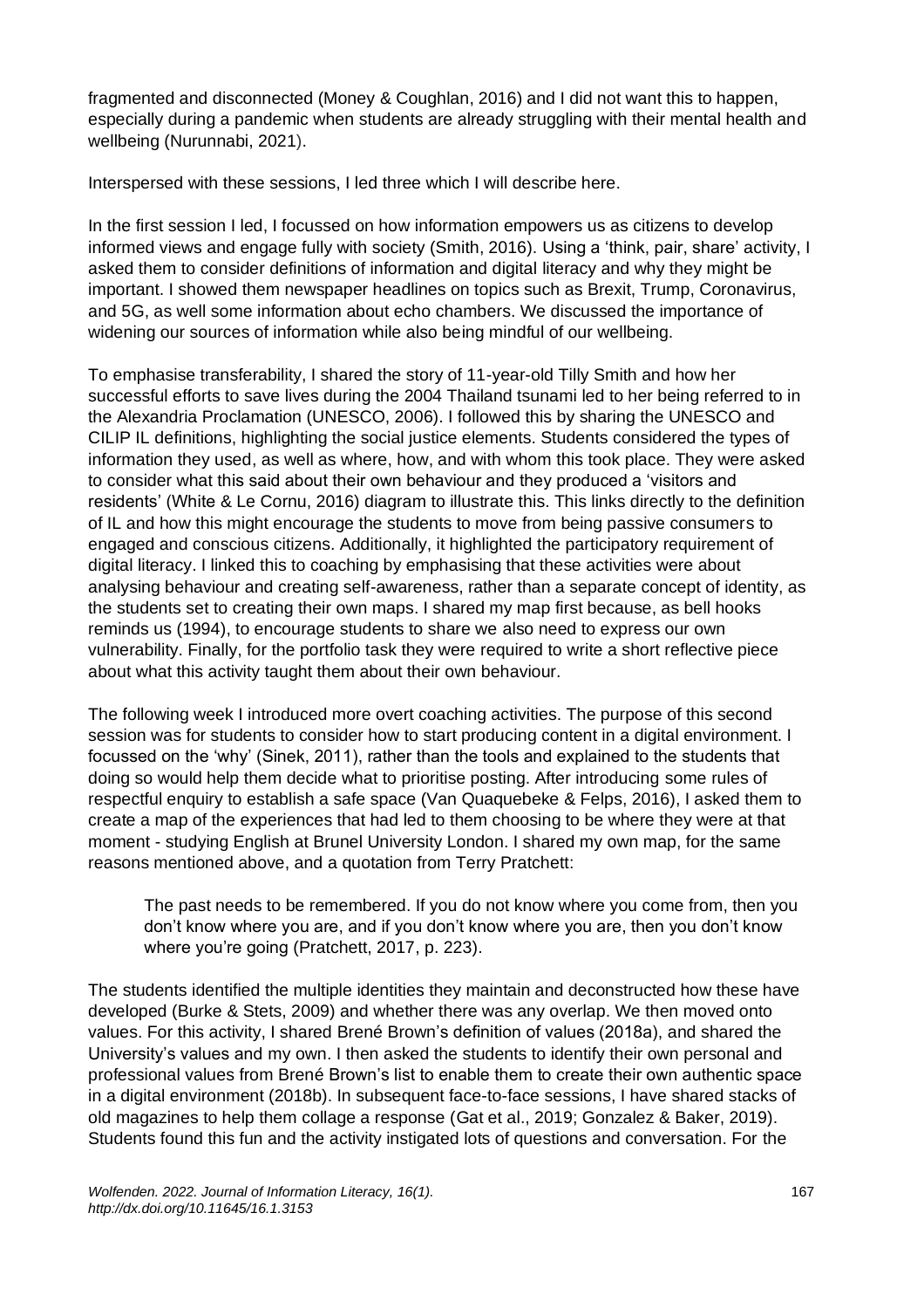fragmented and disconnected (Money & Coughlan, 2016) and I did not want this to happen, especially during a pandemic when students are already struggling with their mental health and wellbeing (Nurunnabi, 2021).

Interspersed with these sessions, I led three which I will describe here.

In the first session I led, I focussed on how information empowers us as citizens to develop informed views and engage fully with society (Smith, 2016). Using a 'think, pair, share' activity, I asked them to consider definitions of information and digital literacy and why they might be important. I showed them newspaper headlines on topics such as Brexit, Trump, Coronavirus, and 5G, as well some information about echo chambers. We discussed the importance of widening our sources of information while also being mindful of our wellbeing.

To emphasise transferability, I shared the story of 11-year-old Tilly Smith and how her successful efforts to save lives during the 2004 Thailand tsunami led to her being referred to in the Alexandria Proclamation (UNESCO, 2006). I followed this by sharing the UNESCO and CILIP IL definitions, highlighting the social justice elements. Students considered the types of information they used, as well as where, how, and with whom this took place. They were asked to consider what this said about their own behaviour and they produced a 'visitors and residents' (White & Le Cornu, 2016) diagram to illustrate this. This links directly to the definition of IL and how this might encourage the students to move from being passive consumers to engaged and conscious citizens. Additionally, it highlighted the participatory requirement of digital literacy. I linked this to coaching by emphasising that these activities were about analysing behaviour and creating self-awareness, rather than a separate concept of identity, as the students set to creating their own maps. I shared my map first because, as bell hooks reminds us (1994), to encourage students to share we also need to express our own vulnerability. Finally, for the portfolio task they were required to write a short reflective piece about what this activity taught them about their own behaviour.

The following week I introduced more overt coaching activities. The purpose of this second session was for students to consider how to start producing content in a digital environment. I focussed on the 'why' (Sinek, 2011), rather than the tools and explained to the students that doing so would help them decide what to prioritise posting. After introducing some rules of respectful enquiry to establish a safe space (Van Quaquebeke & Felps, 2016), I asked them to create a map of the experiences that had led to them choosing to be where they were at that moment - studying English at Brunel University London. I shared my own map, for the same reasons mentioned above, and a quotation from Terry Pratchett:

> The past needs to be remembered. If you do not know where you come from, then you don't know where you are, and if you don't know where you are, then you don't know where you're going (Pratchett, 2017, p. 223).

The students identified the multiple identities they maintain and deconstructed how these have developed (Burke & Stets, 2009) and whether there was any overlap. We then moved onto values. For this activity, I shared Brené Brown's definition of values (2018a), and shared the University's values and my own. I then asked the students to identify their own personal and professional values from Brené Brown's list to enable them to create their own authentic space in a digital environment (2018b). In subsequent face-to-face sessions, I have shared stacks of old magazines to help them collage a response (Gat et al., 2019; Gonzalez & Baker, 2019). Students found this fun and the activity instigated lots of questions and conversation. For the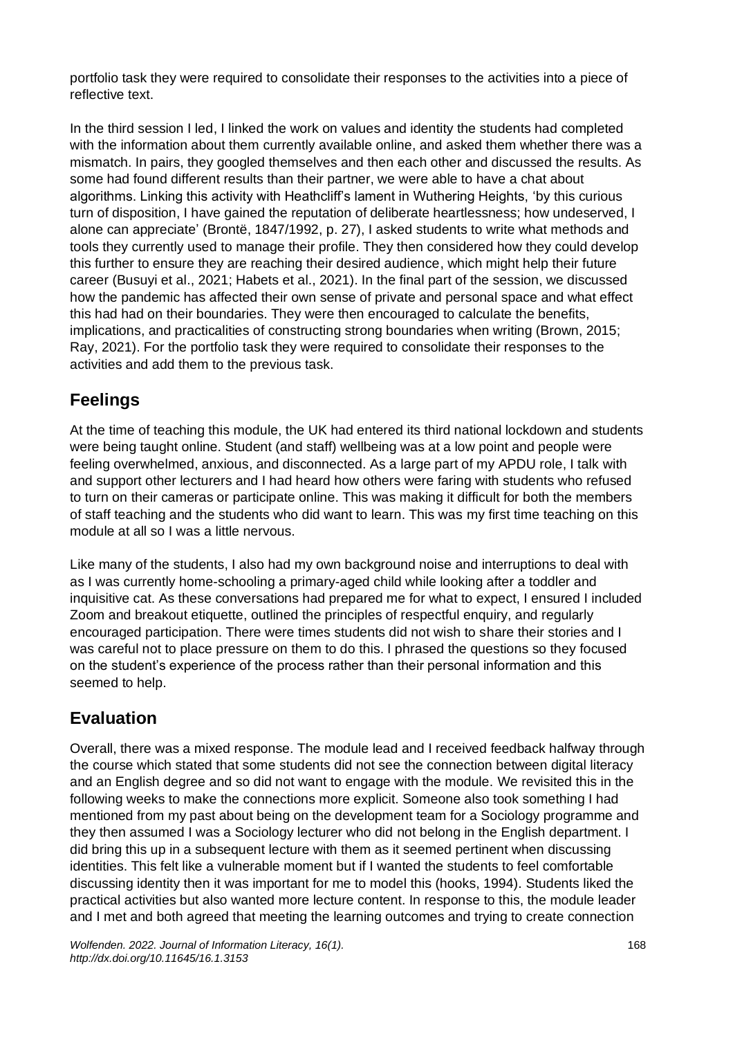portfolio task they were required to consolidate their responses to the activities into a piece of reflective text.

In the third session I led, I linked the work on values and identity the students had completed with the information about them currently available online, and asked them whether there was a mismatch. In pairs, they googled themselves and then each other and discussed the results. As some had found different results than their partner, we were able to have a chat about algorithms. Linking this activity with Heathcliff's lament in Wuthering Heights, 'by this curious turn of disposition, I have gained the reputation of deliberate heartlessness; how undeserved, I alone can appreciate' (Brontë, 1847/1992, p. 27), I asked students to write what methods and tools they currently used to manage their profile. They then considered how they could develop this further to ensure they are reaching their desired audience, which might help their future career (Busuyi et al., 2021; Habets et al., 2021). In the final part of the session, we discussed how the pandemic has affected their own sense of private and personal space and what effect this had had on their boundaries. They were then encouraged to calculate the benefits, implications, and practicalities of constructing strong boundaries when writing (Brown, 2015; Ray, 2021). For the portfolio task they were required to consolidate their responses to the activities and add them to the previous task.

## Feelings

At the time of teaching this module, the UK had entered its third national lockdown and students were being taught online. Student (and staff) wellbeing was at a low point and people were feeling overwhelmed, anxious, and disconnected. As a large part of my APDU role, I talk with and support other lecturers and I had heard how others were faring with students who refused to turn on their cameras or participate online. This was making it difficult for both the members of staff teaching and the students who did want to learn. This was my first time teaching on this module at all so I was a little nervous.

Like many of the students, I also had my own background noise and interruptions to deal with as I was currently home-schooling a primary-aged child while looking after a toddler and inquisitive cat. As these conversations had prepared me for what to expect, I ensured I included Zoom and breakout etiquette, outlined the principles of respectful enquiry, and regularly encouraged participation. There were times students did not wish to share their stories and I was careful not to place pressure on them to do this. I phrased the questions so they focused on the student's experience of the process rather than their personal information and this seemed to help.

## Evaluation

Overall, there was a mixed response. The module lead and I received feedback halfway through the course which stated that some students did not see the connection between digital literacy and an English degree and so did not want to engage with the module. We revisited this in the following weeks to make the connections more explicit. Someone also took something I had mentioned from my past about being on the development team for a Sociology programme and they then assumed I was a Sociology lecturer who did not belong in the English department. I did bring this up in a subsequent lecture with them as it seemed pertinent when discussing identities. This felt like a vulnerable moment but if I wanted the students to feel comfortable discussing identity then it was important for me to model this (hooks, 1994). Students liked the practical activities but also wanted more lecture content. In response to this, the module leader and I met and both agreed that meeting the learning outcomes and trying to create connection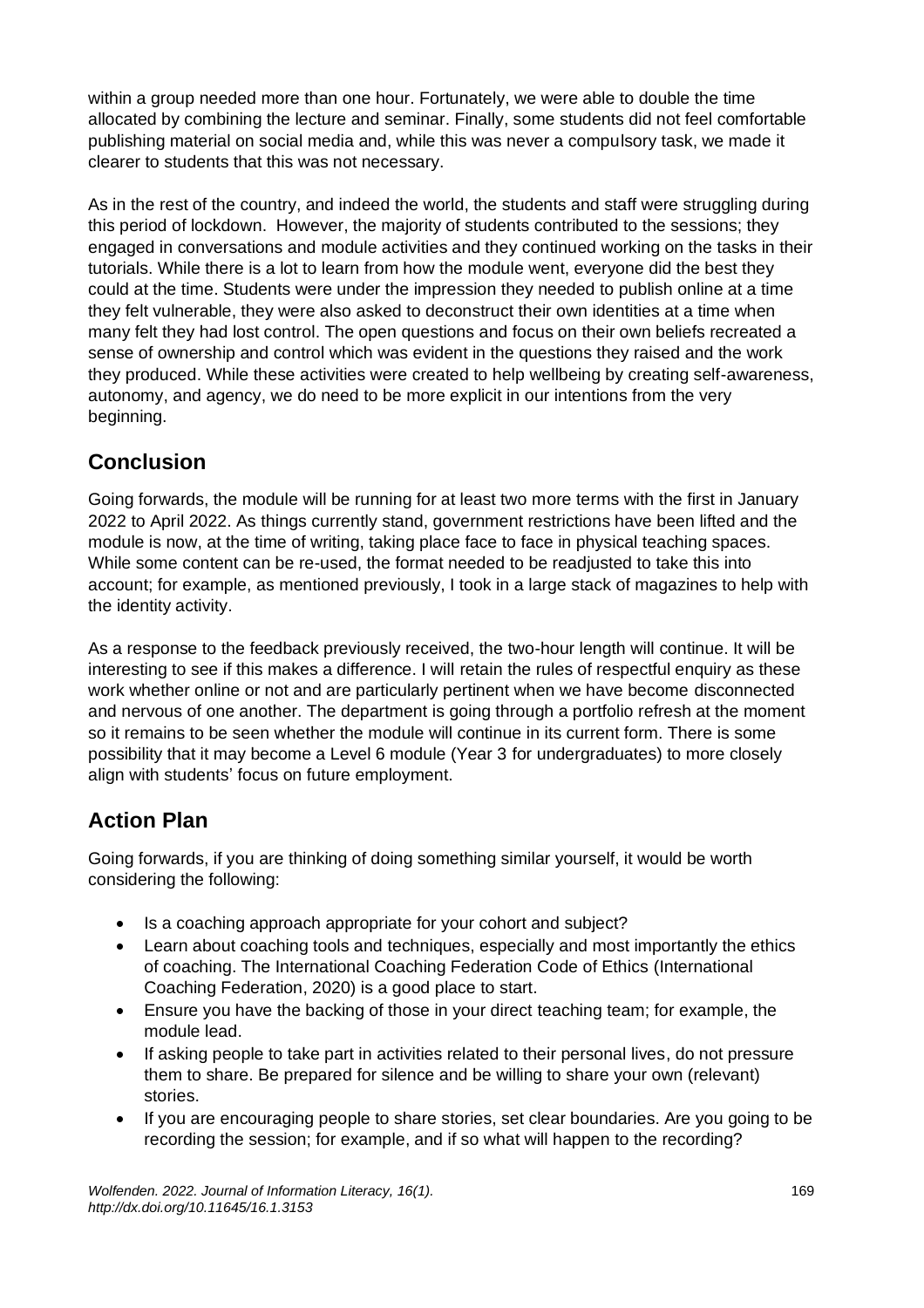within a group needed more than one hour. Fortunately, we were able to double the time allocated by combining the lecture and seminar. Finally, some students did not feel comfortable publishing material on social media and, while this was never a compulsory task, we made it clearer to students that this was not necessary.

As in the rest of the country, and indeed the world, the students and staff were struggling during this period of lockdown. However, the majority of students contributed to the sessions; they engaged in conversations and module activities and they continued working on the tasks in their tutorials. While there is a lot to learn from how the module went, everyone did the best they could at the time. Students were under the impression they needed to publish online at a time they felt vulnerable, they were also asked to deconstruct their own identities at a time when many felt they had lost control. The open questions and focus on their own beliefs recreated a sense of ownership and control which was evident in the questions they raised and the work they produced. While these activities were created to help wellbeing by creating self-awareness, autonomy, and agency, we do need to be more explicit in our intentions from the very beginning.

## Conclusion

Going forwards, the module will be running for at least two more terms with the first in January 2022 to April 2022. As things currently stand, government restrictions have been lifted and the module is now, at the time of writing, taking place face to face in physical teaching spaces. While some content can be re-used, the format needed to be readjusted to take this into account; for example, as mentioned previously, I took in a large stack of magazines to help with the identity activity.

As a response to the feedback previously received, the two-hour length will continue. It will be interesting to see if this makes a difference. I will retain the rules of respectful enquiry as these work whether online or not and are particularly pertinent when we have become disconnected and nervous of one another. The department is going through a portfolio refresh at the moment so it remains to be seen whether the module will continue in its current form. There is some possibility that it may become a Level 6 module (Year 3 for undergraduates) to more closely align with students' focus on future employment.

## Action Plan

Going forwards, if you are thinking of doing something similar yourself, it would be worth considering the following:

- Is a coaching approach appropriate for your cohort and subject?
- Learn about coaching tools and techniques, especially and most importantly the ethics of coaching. The International Coaching Federation Code of Ethics (International Coaching Federation, 2020) is a good place to start.
- Ensure you have the backing of those in your direct teaching team; for example, the module lead.
- If asking people to take part in activities related to their personal lives, do not pressure them to share. Be prepared for silence and be willing to share your own (relevant) stories.
- If you are encouraging people to share stories, set clear boundaries. Are you going to be recording the session; for example, and if so what will happen to the recording?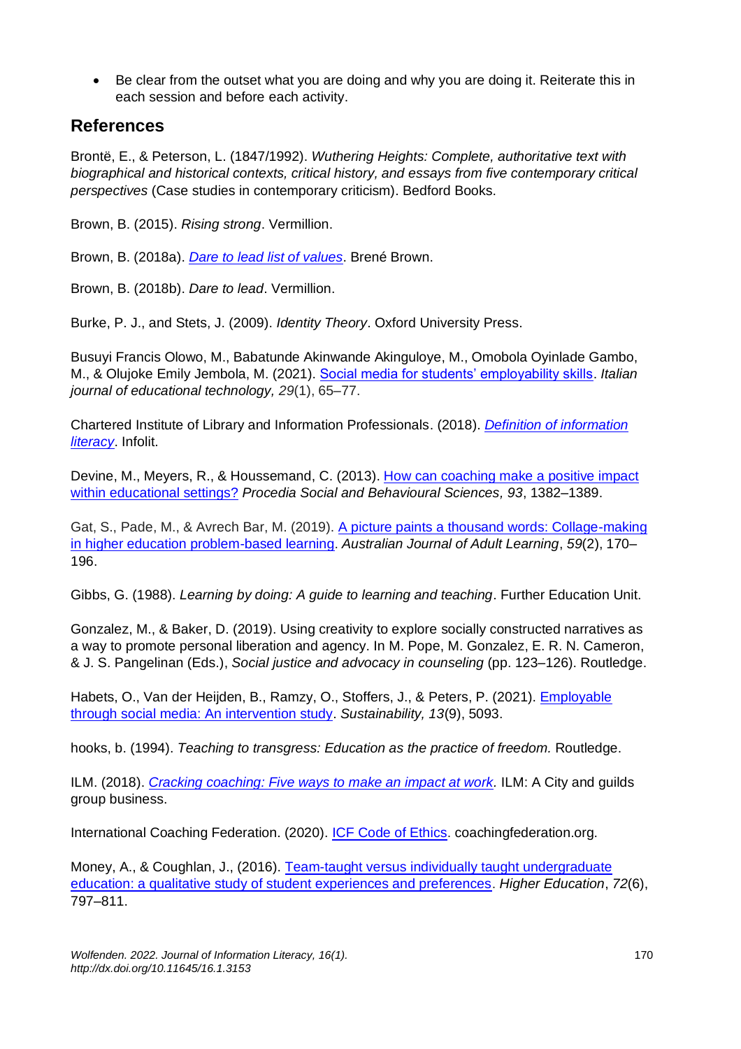- Be clear from the outset what you are doing and why you are doing it. Reiterate this in each session and before each activity.

## References

Brontë, E., & Peterson, L. (1847/1992). *Wuthering Heights: Complete, authoritative text with biographical and historical contexts, critical history, and essays from five contemporary critical perspectives* (Case studies in contemporary criticism). Bedford Books.

Brown, B. (2015). *Rising strong*. Vermillion.

Brown, B. (2018a). *Dare to lead list of values*. Brené Brown.

Brown, B. (2018b). *Dare to lead*. Vermillion.

Burke, P. J., and Stets, J. (2009). *Identity Theory*. Oxford University Press.

Busuyi Francis Olowo, M., Babatunde Akinwande Akinguloye, M., Omobola Oyinlade Gambo, M., & Olujoke Emily Jembola, M. (2021). Social media for students' employability skills. *Italian journal of educational technology, 29*(1), 65–77.

Chartered Institute of Library and Information Professionals. (2018). *Definition of information literacy*. Infolit.

Devine, M., Meyers, R., & Houssemand, C. (2013). How can coaching make a positive impact within educational settings? *Procedia Social and Behavioural Sciences, 93*, 1382–1389.

Gat, S., Pade, M., & Avrech Bar, M. (2019). A picture paints a thousand words: Collage-making in higher education problem-based learning. *Australian Journal of Adult Learning*, *59*(2), 170–196.

Gibbs, G. (1988). *Learning by doing: A guide to learning and teaching*. Further Education Unit.

Gonzalez, M., & Baker, D. (2019). Using creativity to explore socially constructed narratives as a way to promote personal liberation and agency. In M. Pope, M. Gonzalez, E. R. N. Cameron, & J. S. Pangelinan (Eds.), *Social justice and advocacy in counseling* (pp. 123–126). Routledge.

Habets, O., Van der Heijden, B., Ramzy, O., Stoffers, J., & Peters, P. (2021). Employable through social media: An intervention study. *Sustainability, 13*(9), 5093.

hooks, b. (1994). *Teaching to transgress: Education as the practice of freedom.* Routledge.

ILM. (2018). *Cracking coaching: Five ways to make an impact at work.* ILM: A City and guilds group business.

International Coaching Federation. (2020). ICF Code of Ethics. coachingfederation.org.

Money, A., & Coughlan, J., (2016). Team-taught versus individually taught undergraduate education: a qualitative study of student experiences and preferences. *Higher Education*, *72*(6), 797–811.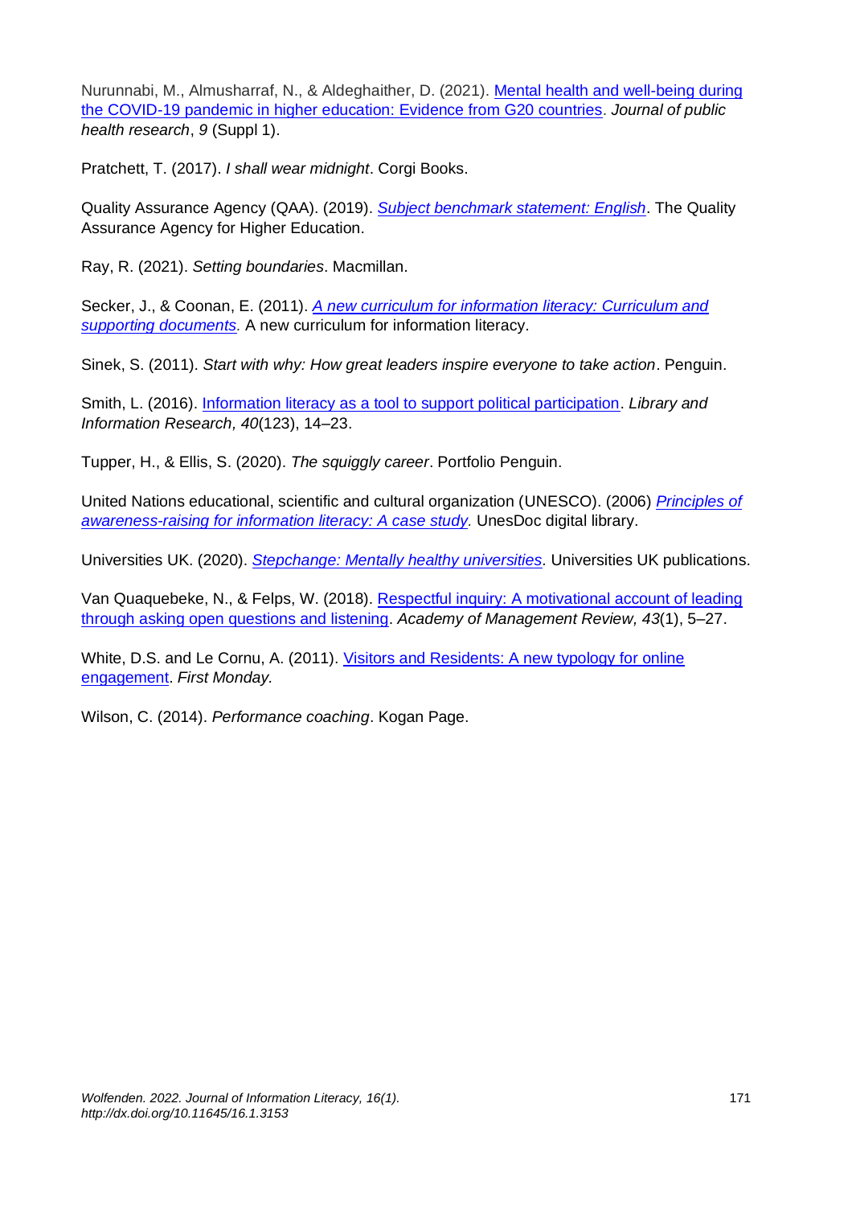Nurunnabi, M., Almusharraf, N., & Aldeghaither, D. (2021). Mental health and well-being during the COVID-19 pandemic in higher education: Evidence from G20 countries. *Journal of public health research*, *9* (Suppl 1).

Pratchett, T. (2017). *I shall wear midnight*. Corgi Books.

Quality Assurance Agency (QAA). (2019). *Subject benchmark statement: English*. The Quality Assurance Agency for Higher Education.

Ray, R. (2021). *Setting boundaries*. Macmillan.

Secker, J., & Coonan, E. (2011). *A new curriculum for information literacy: Curriculum and supporting documents.* A new curriculum for information literacy.

Sinek, S. (2011). *Start with why: How great leaders inspire everyone to take action*. Penguin.

Smith, L. (2016). Information literacy as a tool to support political participation. *Library and Information Research, 40*(123), 14–23.

Tupper, H., & Ellis, S. (2020). *The squiggly career*. Portfolio Penguin.

United Nations educational, scientific and cultural organization (UNESCO). (2006) *Principles of awareness-raising for information literacy: A case study.* UnesDoc digital library.

Universities UK. (2020). *Stepchange: Mentally healthy universities*. Universities UK publications.

Van Quaquebeke, N., & Felps, W. (2018). Respectful inquiry: A motivational account of leading through asking open questions and listening. *Academy of Management Review, 43*(1), 5–27.

White, D.S. and Le Cornu, A. (2011). Visitors and Residents: A new typology for online engagement. *First Monday.*

Wilson, C. (2014). *Performance coaching*. Kogan Page.